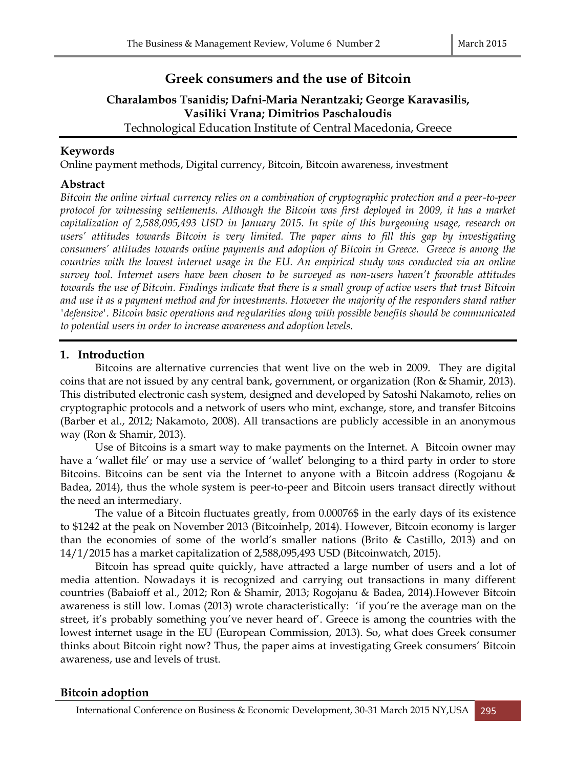# Greek consumers and the use of Bitcoin

**Charalambos Tsanidis; Dafni-Maria Nerantzaki; George Karavasilis, Vasiliki Vrana; Dimitrios Paschaloudis**

Technological Education Institute of Central Macedonia, Greece

## Keywords

Online payment methods, Digital currency, Bitcoin, Bitcoin awareness, investment

## Abstract

*Bitcoin the online virtual currency relies on a combination of cryptographic protection and a peer-to-peer protocol for witnessing settlements. Although the Bitcoin was first deployed in 2009, it has a market capitalization of 2,588,095,493 USD in January 2015. In spite of this burgeoning usage, research on users' attitudes towards Bitcoin is very limited. The paper aims to fill this gap by investigating consumers' attitudes towards online payments and adoption of Bitcoin in Greece. Greece is among the countries with the lowest internet usage in the EU. An empirical study was conducted via an online survey tool. Internet users have been chosen to be surveyed as non-users haven't favorable attitudes towards the use of Bitcoin. Findings indicate that there is a small group of active users that trust Bitcoin and use it as a payment method and for investments. However the majority of the responders stand rather 'defensive'. Bitcoin basic operations and regularities along with possible benefits should be communicated to potential users in order to increase awareness and adoption levels.*

## 1. Introduction

Bitcoins are alternative currencies that went live on the web in 2009. They are digital coins that are not issued by any central bank, government, or organization (Ron & Shamir, 2013). This distributed electronic cash system, designed and developed by Satoshi Nakamoto, relies on cryptographic protocols and a network of users who mint, exchange, store, and transfer Bitcoins (Barber et al., 2012; Nakamoto, 2008). All transactions are publicly accessible in an anonymous way (Ron & Shamir, 2013).

Use of Bitcoins is a smart way to make payments on the Internet. A Bitcoin owner may have a 'wallet file' or may use a service of 'wallet' belonging to a third party in order to store Bitcoins. Bitcoins can be sent via the Internet to anyone with a Bitcoin address (Rogojanu & Badea, 2014), thus the whole system is peer-to-peer and Bitcoin users transact directly without the need an intermediary.

The value of a Bitcoin fluctuates greatly, from 0.00076$ in the early days of its existence to $1242 at the peak on November 2013 (Bitcoinhelp, 2014). However, Bitcoin economy is larger than the economies of some of the world's smaller nations (Brito & Castillo, 2013) and on 14/1/2015 has a market capitalization of 2,588,095,493 USD (Bitcoinwatch, 2015).

Bitcoin has spread quite quickly, have attracted a large number of users and a lot of media attention. Nowadays it is recognized and carrying out transactions in many different countries (Babaioff et al., 2012; Ron & Shamir, 2013; Rogojanu & Badea, 2014).However Bitcoin awareness is still low. Lomas (2013) wrote characteristically: 'if you're the average man on the street, it's probably something you've never heard of'. Greece is among the countries with the lowest internet usage in the EU (European Commission, 2013). So, what does Greek consumer thinks about Bitcoin right now? Thus, the paper aims at investigating Greek consumers' Bitcoin awareness, use and levels of trust.

## Bitcoin adoption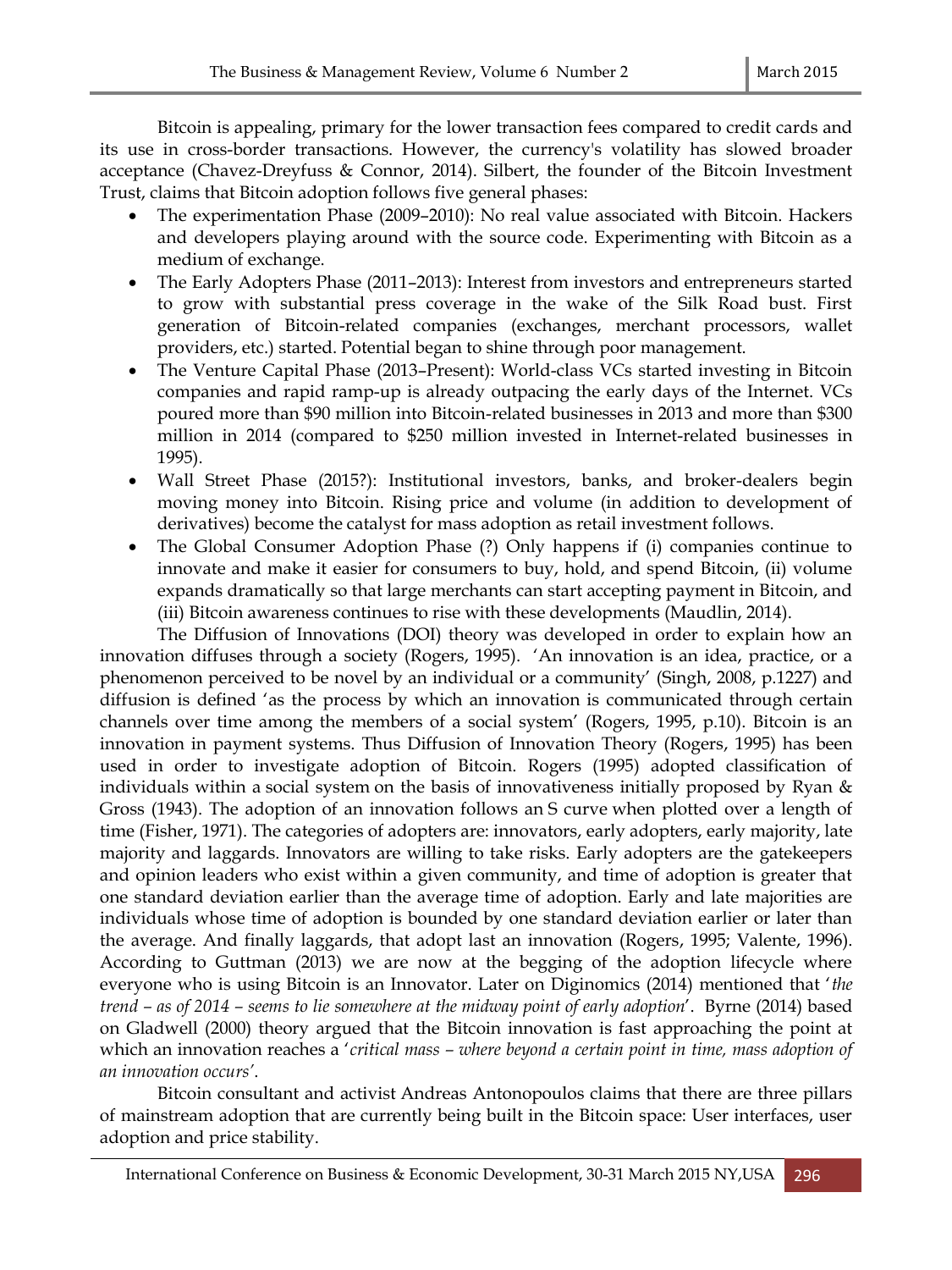Bitcoin is appealing, primary for the lower transaction fees compared to credit cards and its use in cross-border transactions. However, the currency's volatility has slowed broader acceptance (Chavez-Dreyfuss & Connor, 2014). Silbert, the founder of the Bitcoin Investment Trust, claims that Bitcoin adoption follows five general phases:

- The experimentation Phase (2009–2010): No real value associated with Bitcoin. Hackers and developers playing around with the source code. Experimenting with Bitcoin as a medium of exchange.
- The Early Adopters Phase (2011–2013): Interest from investors and entrepreneurs started to grow with substantial press coverage in the wake of the Silk Road bust. First generation of Bitcoin-related companies (exchanges, merchant processors, wallet providers, etc.) started. Potential began to shine through poor management.
- The Venture Capital Phase (2013–Present): World-class VCs started investing in Bitcoin companies and rapid ramp-up is already outpacing the early days of the Internet. VCs poured more than $90 million into Bitcoin-related businesses in 2013 and more than $300 million in 2014 (compared to $250 million invested in Internet-related businesses in 1995).
- Wall Street Phase (2015?): Institutional investors, banks, and broker-dealers begin moving money into Bitcoin. Rising price and volume (in addition to development of derivatives) become the catalyst for mass adoption as retail investment follows.
- The Global Consumer Adoption Phase (?) Only happens if (i) companies continue to innovate and make it easier for consumers to buy, hold, and spend Bitcoin, (ii) volume expands dramatically so that large merchants can start accepting payment in Bitcoin, and (iii) Bitcoin awareness continues to rise with these developments (Maudlin, 2014).

The Diffusion of Innovations (DOI) theory was developed in order to explain how an innovation diffuses through a society (Rogers, 1995). 'An innovation is an idea, practice, or a phenomenon perceived to be novel by an individual or a community' (Singh, 2008, p.1227) and diffusion is defined 'as the process by which an innovation is communicated through certain channels over time among the members of a social system' (Rogers, 1995, p.10). Bitcoin is an innovation in payment systems. Thus Diffusion of Innovation Theory (Rogers, 1995) has been used in order to investigate adoption of Bitcoin. Rogers (1995) adopted classification of individuals within a social system on the basis of innovativeness initially proposed by Ryan & Gross (1943). The adoption of an innovation follows an S curve when plotted over a length of time (Fisher, 1971). The categories of adopters are: innovators, early adopters, early majority, late majority and laggards. Innovators are willing to take risks. Early adopters are the gatekeepers and opinion leaders who exist within a given community, and time of adoption is greater that one standard deviation earlier than the average time of adoption. Early and late majorities are individuals whose time of adoption is bounded by one standard deviation earlier or later than the average. And finally laggards, that adopt last an innovation (Rogers, 1995; Valente, 1996). According to Guttman (2013) we are now at the begging of the adoption lifecycle where everyone who is using Bitcoin is an Innovator. Later on Diginomics (2014) mentioned that '*the trend – as of 2014 – seems to lie somewhere at the midway point of early adoption*'. Byrne (2014) based on Gladwell (2000) theory argued that the Bitcoin innovation is fast approaching the point at which an innovation reaches a '*critical mass – where beyond a certain point in time, mass adoption of an innovation occurs'*.

Bitcoin consultant and activist Andreas Antonopoulos claims that there are three pillars of mainstream adoption that are currently being built in the Bitcoin space: User interfaces, user adoption and price stability.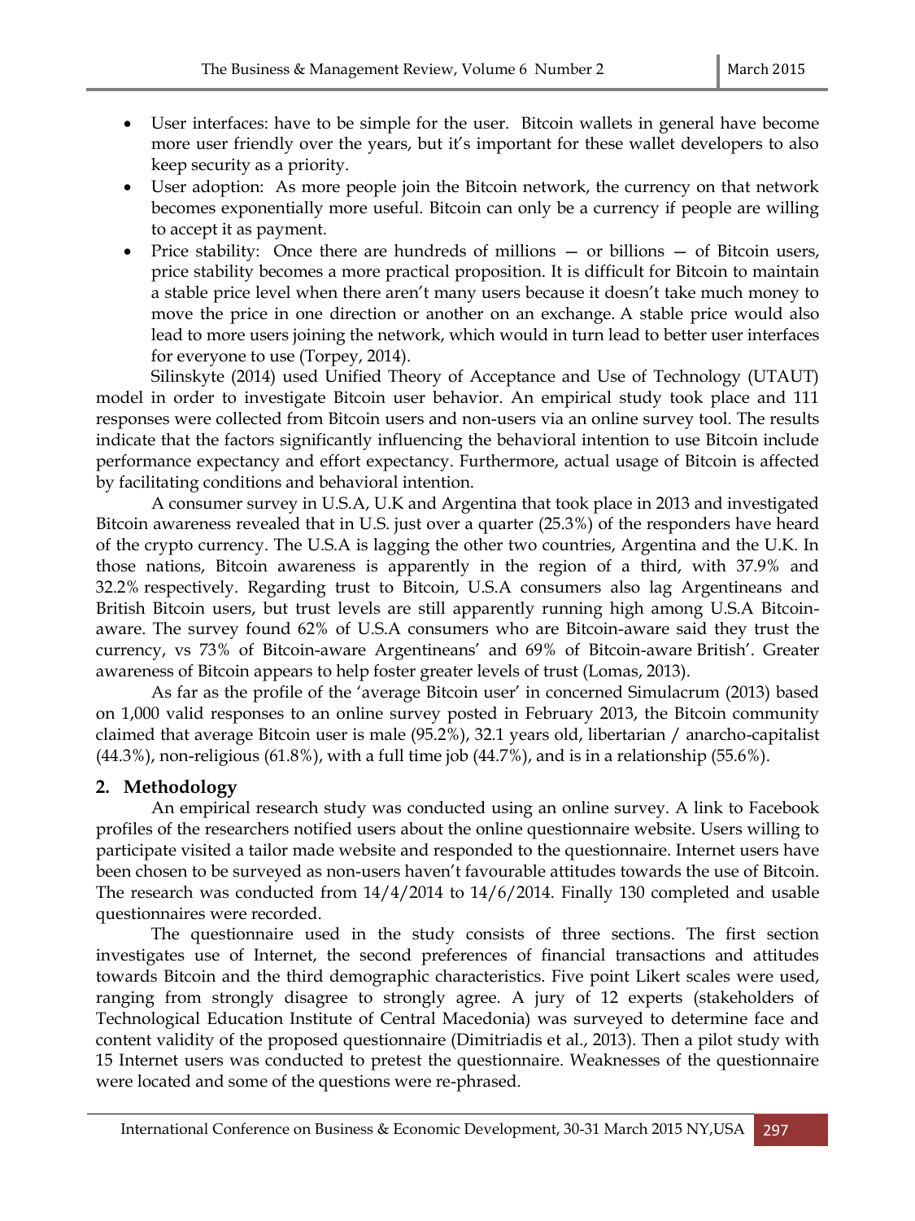- User interfaces: have to be simple for the user. Bitcoin wallets in general have become more user friendly over the years, but it's important for these wallet developers to also keep security as a priority.
- User adoption: As more people join the Bitcoin network, the currency on that network becomes exponentially more useful. Bitcoin can only be a currency if people are willing to accept it as payment.
- Price stability: Once there are hundreds of millions — or billions — of Bitcoin users, price stability becomes a more practical proposition. It is difficult for Bitcoin to maintain a stable price level when there aren't many users because it doesn't take much money to move the price in one direction or another on an exchange. A stable price would also lead to more users joining the network, which would in turn lead to better user interfaces for everyone to use (Torpey, 2014).

Silinskyte (2014) used Unified Theory of Acceptance and Use of Technology (UTAUT) model in order to investigate Bitcoin user behavior. An empirical study took place and 111 responses were collected from Bitcoin users and non-users via an online survey tool. The results indicate that the factors significantly influencing the behavioral intention to use Bitcoin include performance expectancy and effort expectancy. Furthermore, actual usage of Bitcoin is affected by facilitating conditions and behavioral intention.

A consumer survey in U.S.A, U.K and Argentina that took place in 2013 and investigated Bitcoin awareness revealed that in U.S. just over a quarter (25.3%) of the responders have heard of the crypto currency. The U.S.A is lagging the other two countries, Argentina and the U.K. In those nations, Bitcoin awareness is apparently in the region of a third, with 37.9% and 32.2% respectively. Regarding trust to Bitcoin, U.S.A consumers also lag Argentineans and British Bitcoin users, but trust levels are still apparently running high among U.S.A Bitcoin-aware. The survey found 62% of U.S.A consumers who are Bitcoin-aware said they trust the currency, vs 73% of Bitcoin-aware Argentineans' and 69% of Bitcoin-aware British'. Greater awareness of Bitcoin appears to help foster greater levels of trust (Lomas, 2013).

As far as the profile of the 'average Bitcoin user' in concerned Simulacrum (2013) based on 1,000 valid responses to an online survey posted in February 2013, the Bitcoin community claimed that average Bitcoin user is male (95.2%), 32.1 years old, libertarian / anarcho-capitalist (44.3%), non-religious (61.8%), with a full time job (44.7%), and is in a relationship (55.6%).

## 2. Methodology

An empirical research study was conducted using an online survey. A link to Facebook profiles of the researchers notified users about the online questionnaire website. Users willing to participate visited a tailor made website and responded to the questionnaire. Internet users have been chosen to be surveyed as non-users haven't favourable attitudes towards the use of Bitcoin. The research was conducted from 14/4/2014 to 14/6/2014. Finally 130 completed and usable questionnaires were recorded.

The questionnaire used in the study consists of three sections. The first section investigates use of Internet, the second preferences of financial transactions and attitudes towards Bitcoin and the third demographic characteristics. Five point Likert scales were used, ranging from strongly disagree to strongly agree. A jury of 12 experts (stakeholders of Technological Education Institute of Central Macedonia) was surveyed to determine face and content validity of the proposed questionnaire (Dimitriadis et al., 2013). Then a pilot study with 15 Internet users was conducted to pretest the questionnaire. Weaknesses of the questionnaire were located and some of the questions were re-phrased.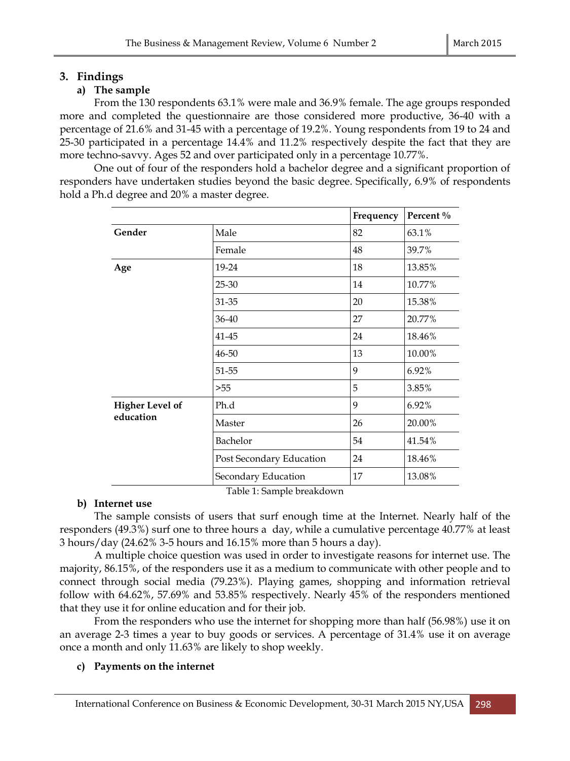## 3. Findings

### a) The sample

From the 130 respondents 63.1% were male and 36.9% female. The age groups responded more and completed the questionnaire are those considered more productive, 36-40 with a percentage of 21.6% and 31-45 with a percentage of 19.2%. Young respondents from 19 to 24 and 25-30 participated in a percentage 14.4% and 11.2% respectively despite the fact that they are more techno-savvy. Ages 52 and over participated only in a percentage 10.77%.

One out of four of the responders hold a bachelor degree and a significant proportion of responders have undertaken studies beyond the basic degree. Specifically, 6.9% of respondents hold a Ph.d degree and 20% a master degree.

| | | Frequency | Percent % |
|---|---|---|---|
| **Gender** | Male | 82 | 63.1% |
| | Female | 48 | 39.7% |
| **Age** | 19-24 | 18 | 13.85% |
| | 25-30 | 14 | 10.77% |
| | 31-35 | 20 | 15.38% |
| | 36-40 | 27 | 20.77% |
| | 41-45 | 24 | 18.46% |
| | 46-50 | 13 | 10.00% |
| | 51-55 | 9 | 6.92% |
| | >55 | 5 | 3.85% |
| **Higher Level of education** | Ph.d | 9 | 6.92% |
| | Master | 26 | 20.00% |
| | Bachelor | 54 | 41.54% |
| | Post Secondary Education | 24 | 18.46% |
| | Secondary Education | 17 | 13.08% |

Table 1: Sample breakdown

### b) Internet use

The sample consists of users that surf enough time at the Internet. Nearly half of the responders (49.3%) surf one to three hours a day, while a cumulative percentage 40.77% at least 3 hours/day (24.62% 3-5 hours and 16.15% more than 5 hours a day).

A multiple choice question was used in order to investigate reasons for internet use. The majority, 86.15%, of the responders use it as a medium to communicate with other people and to connect through social media (79.23%). Playing games, shopping and information retrieval follow with 64.62%, 57.69% and 53.85% respectively. Nearly 45% of the responders mentioned that they use it for online education and for their job.

From the responders who use the internet for shopping more than half (56.98%) use it on an average 2-3 times a year to buy goods or services. A percentage of 31.4% use it on average once a month and only 11.63% are likely to shop weekly.

### c) Payments on the internet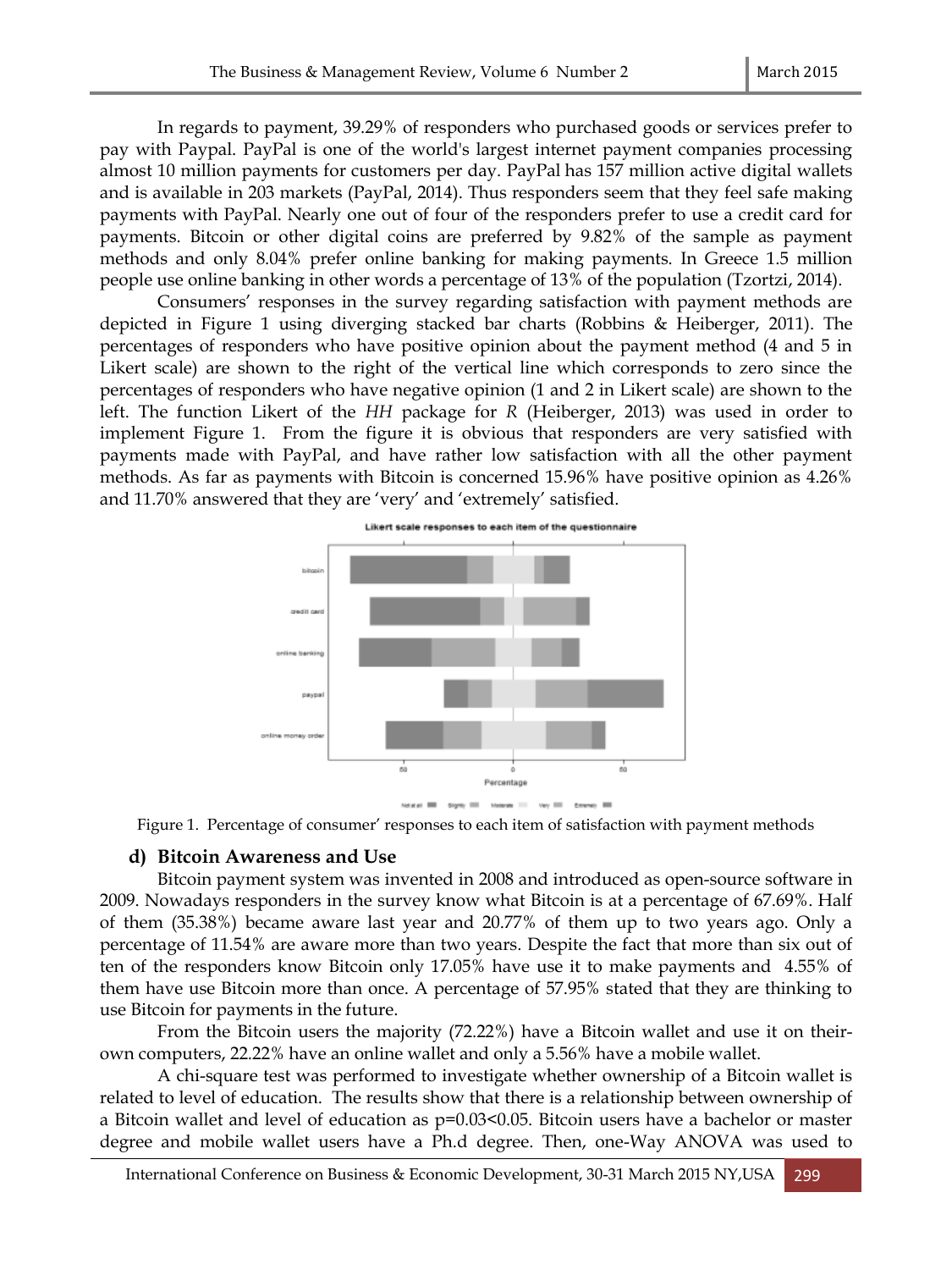In regards to payment, 39.29% of responders who purchased goods or services prefer to pay with Paypal. PayPal is one of the world's largest internet payment companies processing almost 10 million payments for customers per day. PayPal has 157 million active digital wallets and is available in 203 markets (PayPal, 2014). Thus responders seem that they feel safe making payments with PayPal. Nearly one out of four of the responders prefer to use a credit card for payments. Bitcoin or other digital coins are preferred by 9.82% of the sample as payment methods and only 8.04% prefer online banking for making payments. In Greece 1.5 million people use online banking in other words a percentage of 13% of the population (Tzortzi, 2014).

Consumers' responses in the survey regarding satisfaction with payment methods are depicted in Figure 1 using diverging stacked bar charts (Robbins & Heiberger, 2011). The percentages of responders who have positive opinion about the payment method (4 and 5 in Likert scale) are shown to the right of the vertical line which corresponds to zero since the percentages of responders who have negative opinion (1 and 2 in Likert scale) are shown to the left. The function Likert of the *HH* package for *R* (Heiberger, 2013) was used in order to implement Figure 1. From the figure it is obvious that responders are very satisfied with payments made with PayPal, and have rather low satisfaction with all the other payment methods. As far as payments with Bitcoin is concerned 15.96% have positive opinion as 4.26% and 11.70% answered that they are 'very' and 'extremely' satisfied.

Figure 1. Percentage of consumer' responses to each item of satisfaction with payment methods

### d) Bitcoin Awareness and Use

Bitcoin payment system was invented in 2008 and introduced as open-source software in 2009. Nowadays responders in the survey know what Bitcoin is at a percentage of 67.69%. Half of them (35.38%) became aware last year and 20.77% of them up to two years ago. Only a percentage of 11.54% are aware more than two years. Despite the fact that more than six out of ten of the responders know Bitcoin only 17.05% have use it to make payments and 4.55% of them have use Bitcoin more than once. A percentage of 57.95% stated that they are thinking to use Bitcoin for payments in the future.

From the Bitcoin users the majority (72.22%) have a Bitcoin wallet and use it on their-own computers, 22.22% have an online wallet and only a 5.56% have a mobile wallet.

A chi-square test was performed to investigate whether ownership of a Bitcoin wallet is related to level of education. The results show that there is a relationship between ownership of a Bitcoin wallet and level of education as $p=0.03<0.05$. Bitcoin users have a bachelor or master degree and mobile wallet users have a Ph.d degree. Then, one-Way ANOVA was used to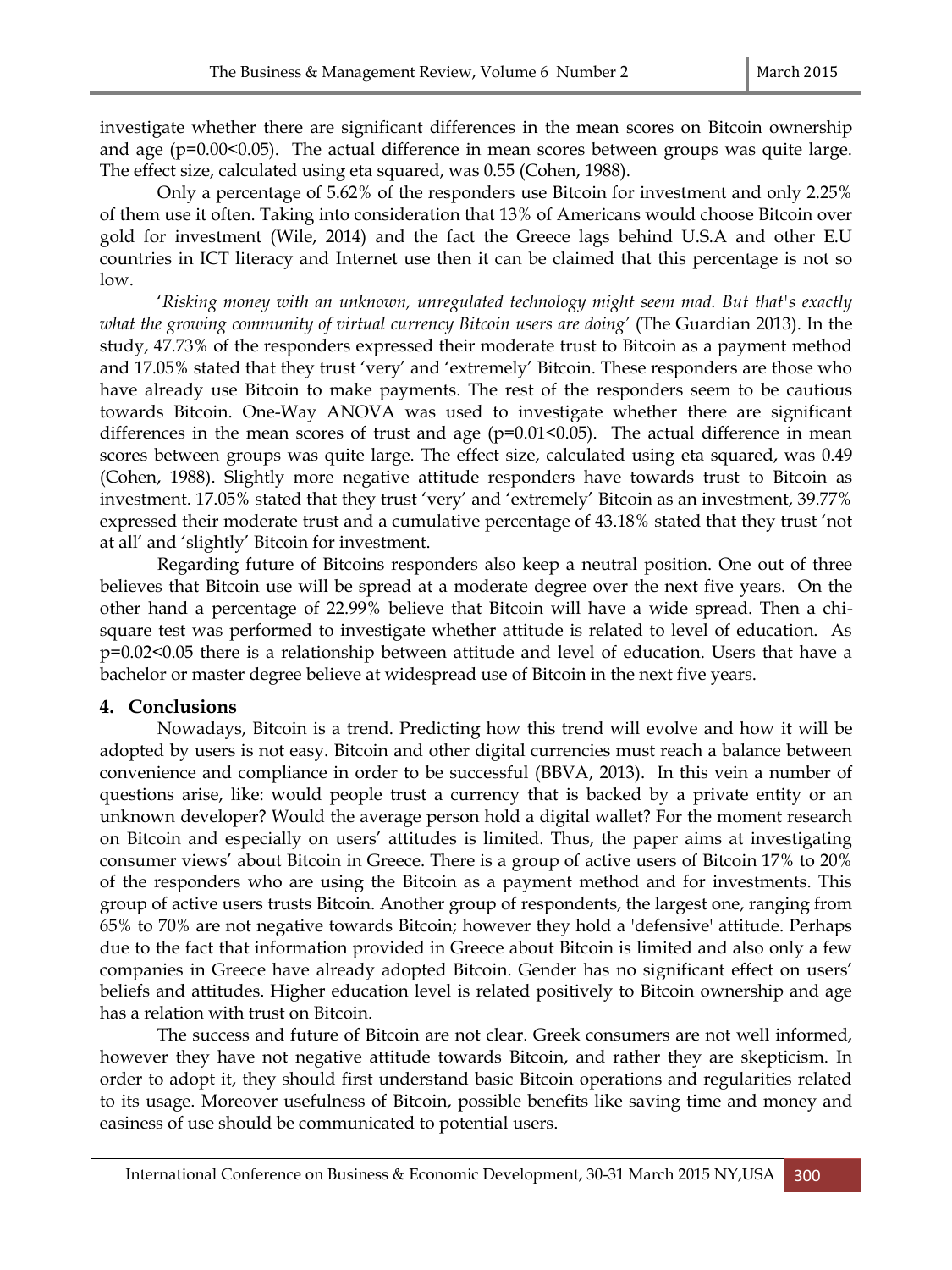investigate whether there are significant differences in the mean scores on Bitcoin ownership and age ($p=0.00<0.05$). The actual difference in mean scores between groups was quite large. The effect size, calculated using eta squared, was 0.55 (Cohen, 1988).

Only a percentage of 5.62% of the responders use Bitcoin for investment and only 2.25% of them use it often. Taking into consideration that 13% of Americans would choose Bitcoin over gold for investment (Wile, 2014) and the fact the Greece lags behind U.S.A and other E.U countries in ICT literacy and Internet use then it can be claimed that this percentage is not so low.

'*Risking money with an unknown, unregulated technology might seem mad. But that's exactly what the growing community of virtual currency Bitcoin users are doing'* (The Guardian 2013). In the study, 47.73% of the responders expressed their moderate trust to Bitcoin as a payment method and 17.05% stated that they trust 'very' and 'extremely' Bitcoin. These responders are those who have already use Bitcoin to make payments. The rest of the responders seem to be cautious towards Bitcoin. One-Way ANOVA was used to investigate whether there are significant differences in the mean scores of trust and age ($p=0.01<0.05$). The actual difference in mean scores between groups was quite large. The effect size, calculated using eta squared, was 0.49 (Cohen, 1988). Slightly more negative attitude responders have towards trust to Bitcoin as investment. 17.05% stated that they trust 'very' and 'extremely' Bitcoin as an investment, 39.77% expressed their moderate trust and a cumulative percentage of 43.18% stated that they trust 'not at all' and 'slightly' Bitcoin for investment.

Regarding future of Bitcoins responders also keep a neutral position. One out of three believes that Bitcoin use will be spread at a moderate degree over the next five years. On the other hand a percentage of 22.99% believe that Bitcoin will have a wide spread. Then a chi-square test was performed to investigate whether attitude is related to level of education. As $p=0.02<0.05$ there is a relationship between attitude and level of education. Users that have a bachelor or master degree believe at widespread use of Bitcoin in the next five years.

## 4. Conclusions

Nowadays, Bitcoin is a trend. Predicting how this trend will evolve and how it will be adopted by users is not easy. Bitcoin and other digital currencies must reach a balance between convenience and compliance in order to be successful (BBVA, 2013). In this vein a number of questions arise, like: would people trust a currency that is backed by a private entity or an unknown developer? Would the average person hold a digital wallet? For the moment research on Bitcoin and especially on users' attitudes is limited. Thus, the paper aims at investigating consumer views' about Bitcoin in Greece. There is a group of active users of Bitcoin 17% to 20% of the responders who are using the Bitcoin as a payment method and for investments. This group of active users trusts Bitcoin. Another group of respondents, the largest one, ranging from 65% to 70% are not negative towards Bitcoin; however they hold a 'defensive' attitude. Perhaps due to the fact that information provided in Greece about Bitcoin is limited and also only a few companies in Greece have already adopted Bitcoin. Gender has no significant effect on users' beliefs and attitudes. Higher education level is related positively to Bitcoin ownership and age has a relation with trust on Bitcoin.

The success and future of Bitcoin are not clear. Greek consumers are not well informed, however they have not negative attitude towards Bitcoin, and rather they are skepticism. In order to adopt it, they should first understand basic Bitcoin operations and regularities related to its usage. Moreover usefulness of Bitcoin, possible benefits like saving time and money and easiness of use should be communicated to potential users.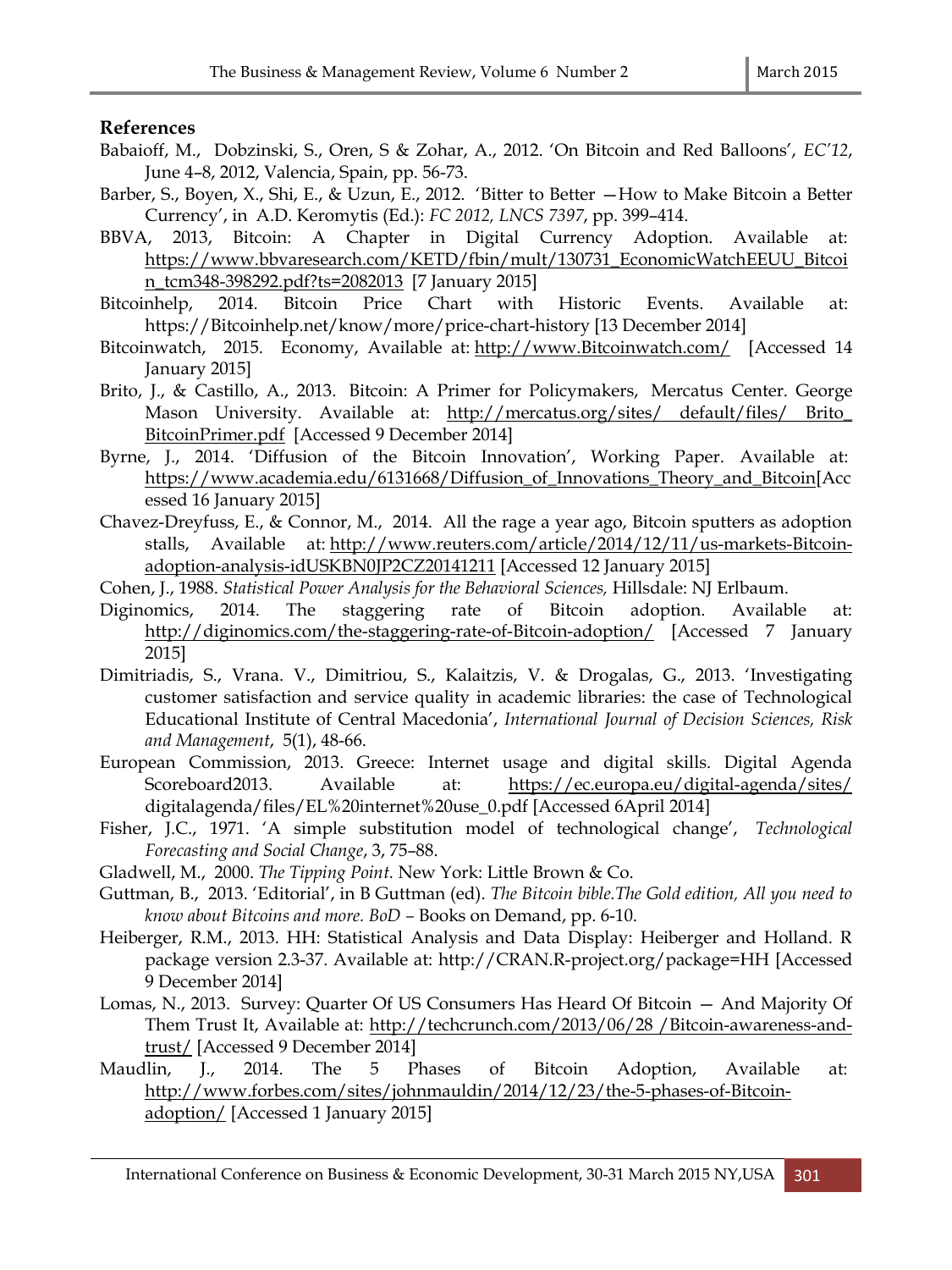## References

Babaioff, M., Dobzinski, S., Oren, S & Zohar, A., 2012. 'On Bitcoin and Red Balloons', *EC'12*, June 4–8, 2012, Valencia, Spain, pp. 56-73.

Barber, S., Boyen, X., Shi, E., & Uzun, E., 2012. 'Bitter to Better —How to Make Bitcoin a Better Currency', in A.D. Keromytis (Ed.): *FC 2012, LNCS 7397*, pp. 399–414.

BBVA, 2013, Bitcoin: A Chapter in Digital Currency Adoption. Available at: https://www.bbvaresearch.com/KETD/fbin/mult/130731_EconomicWatchEEUU_Bitcoin_tcm348-398292.pdf?ts=2082013 [7 January 2015]

Bitcoinhelp, 2014. Bitcoin Price Chart with Historic Events. Available at: https://Bitcoinhelp.net/know/more/price-chart-history [13 December 2014]

Bitcoinwatch, 2015. Economy, Available at: http://www.Bitcoinwatch.com/ [Accessed 14 January 2015]

Brito, J., & Castillo, A., 2013. Bitcoin: A Primer for Policymakers, Mercatus Center. George Mason University. Available at: http://mercatus.org/sites/ default/files/ Brito_ BitcoinPrimer.pdf [Accessed 9 December 2014]

Byrne, J., 2014. 'Diffusion of the Bitcoin Innovation', Working Paper. Available at: https://www.academia.edu/6131668/Diffusion_of_Innovations_Theory_and_Bitcoin[Accessed 16 January 2015]

Chavez-Dreyfuss, E., & Connor, M., 2014. All the rage a year ago, Bitcoin sputters as adoption stalls, Available at: http://www.reuters.com/article/2014/12/11/us-markets-Bitcoin-adoption-analysis-idUSKBN0JP2CZ20141211 [Accessed 12 January 2015]

Cohen, J., 1988. *Statistical Power Analysis for the Behavioral Sciences,* Hillsdale: NJ Erlbaum.

Diginomics, 2014. The staggering rate of Bitcoin adoption. Available at: http://diginomics.com/the-staggering-rate-of-Bitcoin-adoption/ [Accessed 7 January 2015]

Dimitriadis, S., Vrana. V., Dimitriou, S., Kalaitzis, V. & Drogalas, G., 2013. 'Investigating customer satisfaction and service quality in academic libraries: the case of Technological Educational Institute of Central Macedonia', *International Journal of Decision Sciences, Risk and Management*, 5(1), 48-66.

European Commission, 2013. Greece: Internet usage and digital skills. Digital Agenda Scoreboard2013. Available at: https://ec.europa.eu/digital-agenda/sites/ digitalagenda/files/EL%20internet%20use_0.pdf [Accessed 6April 2014]

Fisher, J.C., 1971. 'A simple substitution model of technological change', *Technological Forecasting and Social Change*, 3, 75–88.

Gladwell, M., 2000. *The Tipping Point.* New York: Little Brown & Co.

Guttman, B., 2013. 'Editorial', in B Guttman (ed). *The Bitcoin bible.The Gold edition, All you need to know about Bitcoins and more. BoD* – Books on Demand, pp. 6-10.

Heiberger, R.M., 2013. HH: Statistical Analysis and Data Display: Heiberger and Holland. R package version 2.3-37. Available at: http://CRAN.R-project.org/package=HH [Accessed 9 December 2014]

Lomas, N., 2013. Survey: Quarter Of US Consumers Has Heard Of Bitcoin — And Majority Of Them Trust It, Available at: http://techcrunch.com/2013/06/28 /Bitcoin-awareness-and-trust/ [Accessed 9 December 2014]

Maudlin, J., 2014. The 5 Phases of Bitcoin Adoption, Available at: http://www.forbes.com/sites/johnmauldin/2014/12/23/the-5-phases-of-Bitcoin-adoption/ [Accessed 1 January 2015]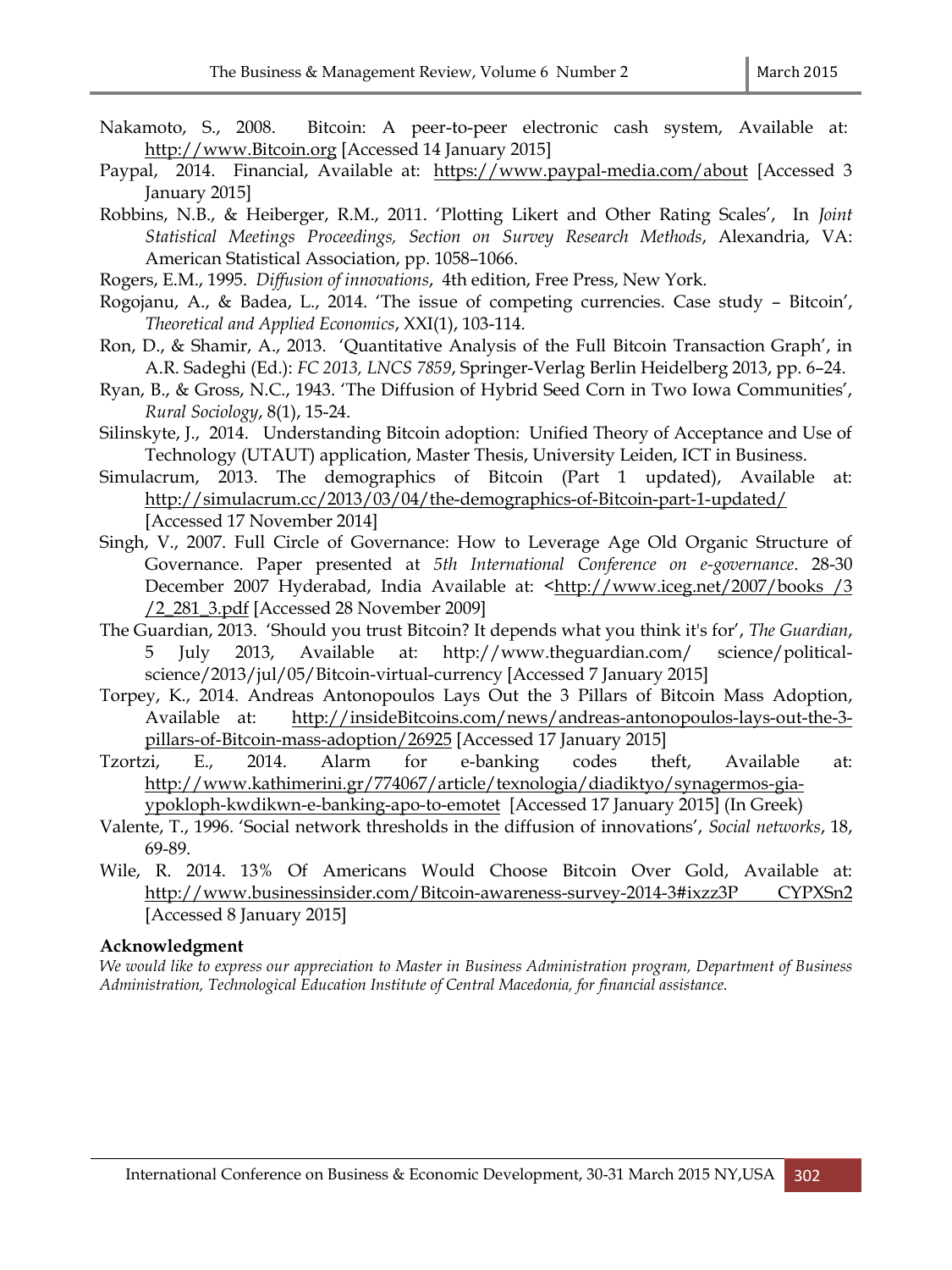Nakamoto, S., 2008. Bitcoin: A peer-to-peer electronic cash system, Available at: http://www.Bitcoin.org [Accessed 14 January 2015]

Paypal, 2014. Financial, Available at: https://www.paypal-media.com/about [Accessed 3 January 2015]

Robbins, N.B., & Heiberger, R.M., 2011. 'Plotting Likert and Other Rating Scales', In *Joint Statistical Meetings Proceedings, Section on Survey Research Methods*, Alexandria, VA: American Statistical Association, pp. 1058–1066.

Rogers, E.M., 1995. *Diffusion of innovations*, 4th edition, Free Press, New York.

Rogojanu, A., & Badea, L., 2014. 'The issue of competing currencies. Case study – Bitcoin', *Theoretical and Applied Economics*, XXI(1), 103-114.

Ron, D., & Shamir, A., 2013. 'Quantitative Analysis of the Full Bitcoin Transaction Graph', in A.R. Sadeghi (Ed.): *FC 2013, LNCS 7859*, Springer-Verlag Berlin Heidelberg 2013, pp. 6–24.

Ryan, B., & Gross, N.C., 1943. 'The Diffusion of Hybrid Seed Corn in Two Iowa Communities', *Rural Sociology*, 8(1), 15-24.

Silinskyte, J., 2014. Understanding Bitcoin adoption: Unified Theory of Acceptance and Use of Technology (UTAUT) application, Master Thesis, University Leiden, ICT in Business.

Simulacrum, 2013. The demographics of Bitcoin (Part 1 updated), Available at: http://simulacrum.cc/2013/03/04/the-demographics-of-Bitcoin-part-1-updated/ [Accessed 17 November 2014]

Singh, V., 2007. Full Circle of Governance: How to Leverage Age Old Organic Structure of Governance. Paper presented at *5th International Conference on e-governance*. 28-30 December 2007 Hyderabad, India Available at: <http://www.iceg.net/2007/books /3 /2_281_3.pdf [Accessed 28 November 2009]

The Guardian, 2013. 'Should you trust Bitcoin? It depends what you think it's for', *The Guardian*, 5 July 2013, Available at: http://www.theguardian.com/ science/political-science/2013/jul/05/Bitcoin-virtual-currency [Accessed 7 January 2015]

Torpey, K., 2014. Andreas Antonopoulos Lays Out the 3 Pillars of Bitcoin Mass Adoption, Available at: http://insideBitcoins.com/news/andreas-antonopoulos-lays-out-the-3-pillars-of-Bitcoin-mass-adoption/26925 [Accessed 17 January 2015]

Tzortzi, E., 2014. Alarm for e-banking codes theft, Available at: http://www.kathimerini.gr/774067/article/texnologia/diadiktyo/synagermos-gia-ypokloph-kwdikwn-e-banking-apo-to-emotet [Accessed 17 January 2015] (In Greek)

Valente, T., 1996. 'Social network thresholds in the diffusion of innovations', *Social networks*, 18, 69-89.

Wile, R. 2014. 13% Of Americans Would Choose Bitcoin Over Gold, Available at: http://www.businessinsider.com/Bitcoin-awareness-survey-2014-3#ixzz3P CYPXSn2 [Accessed 8 January 2015]

**Acknowledgment**

*We would like to express our appreciation to Master in Business Administration program, Department of Business Administration, Technological Education Institute of Central Macedonia, for financial assistance.*